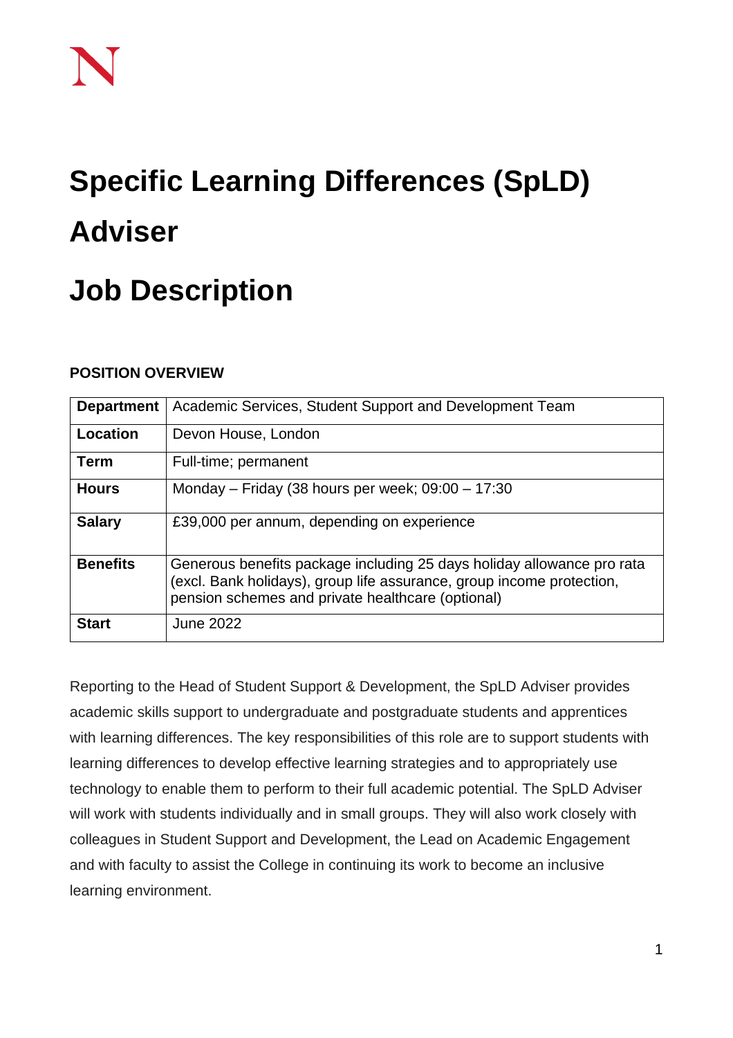# Specific Learning Differences (SpLD) Adviser

# Job Description

**POSITION OVERVIEW**

| **Department** | Academic Services, Student Support and Development Team |
|---|---|
| **Location** | Devon House, London |
| **Term** | Full-time; permanent |
| **Hours** | Monday – Friday (38 hours per week; 09:00 – 17:30 |
| **Salary** | £39,000 per annum, depending on experience |
| **Benefits** | Generous benefits package including 25 days holiday allowance pro rata (excl. Bank holidays), group life assurance, group income protection, pension schemes and private healthcare (optional) |
| **Start** | June 2022 |

Reporting to the Head of Student Support & Development, the SpLD Adviser provides academic skills support to undergraduate and postgraduate students and apprentices with learning differences. The key responsibilities of this role are to support students with learning differences to develop effective learning strategies and to appropriately use technology to enable them to perform to their full academic potential. The SpLD Adviser will work with students individually and in small groups. They will also work closely with colleagues in Student Support and Development, the Lead on Academic Engagement and with faculty to assist the College in continuing its work to become an inclusive learning environment.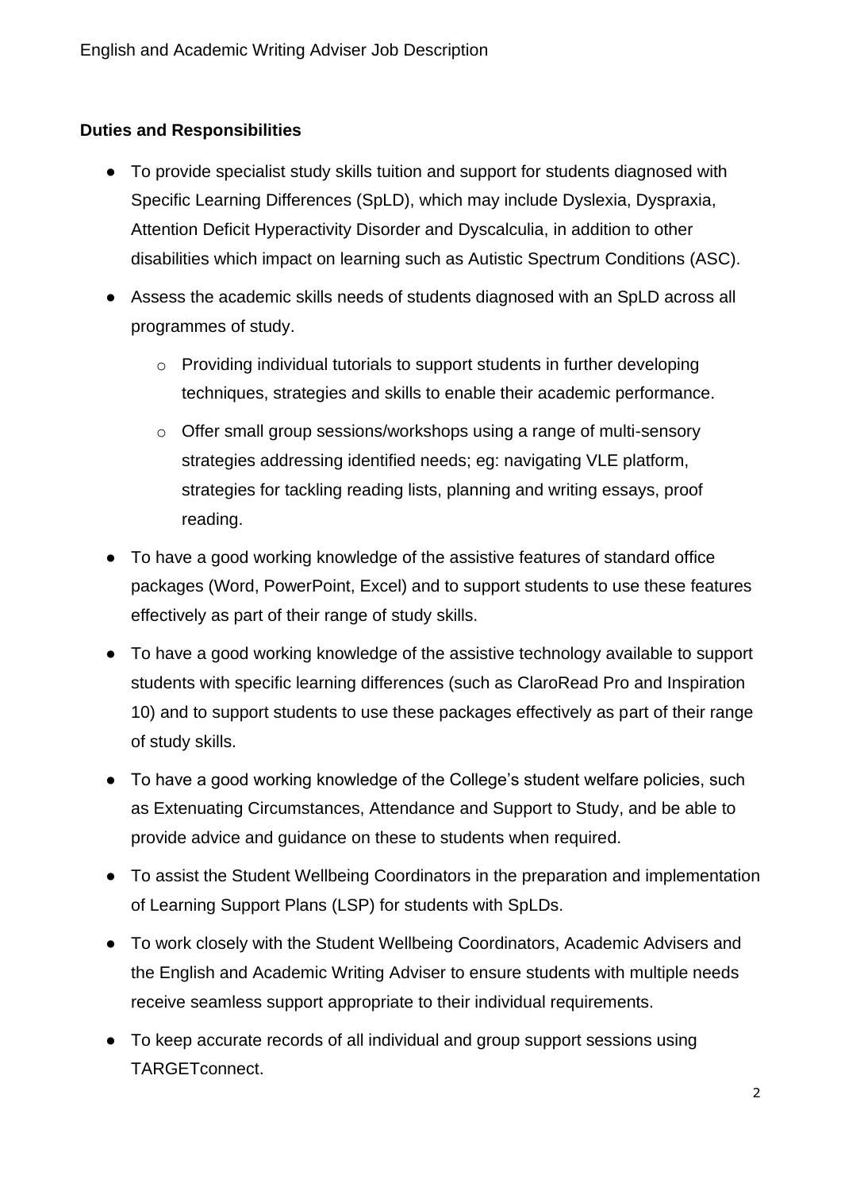**Duties and Responsibilities**

- To provide specialist study skills tuition and support for students diagnosed with Specific Learning Differences (SpLD), which may include Dyslexia, Dyspraxia, Attention Deficit Hyperactivity Disorder and Dyscalculia, in addition to other disabilities which impact on learning such as Autistic Spectrum Conditions (ASC).
- Assess the academic skills needs of students diagnosed with an SpLD across all programmes of study.
  - Providing individual tutorials to support students in further developing techniques, strategies and skills to enable their academic performance.
  - Offer small group sessions/workshops using a range of multi-sensory strategies addressing identified needs; eg: navigating VLE platform, strategies for tackling reading lists, planning and writing essays, proof reading.
- To have a good working knowledge of the assistive features of standard office packages (Word, PowerPoint, Excel) and to support students to use these features effectively as part of their range of study skills.
- To have a good working knowledge of the assistive technology available to support students with specific learning differences (such as ClaroRead Pro and Inspiration 10) and to support students to use these packages effectively as part of their range of study skills.
- To have a good working knowledge of the College's student welfare policies, such as Extenuating Circumstances, Attendance and Support to Study, and be able to provide advice and guidance on these to students when required.
- To assist the Student Wellbeing Coordinators in the preparation and implementation of Learning Support Plans (LSP) for students with SpLDs.
- To work closely with the Student Wellbeing Coordinators, Academic Advisers and the English and Academic Writing Adviser to ensure students with multiple needs receive seamless support appropriate to their individual requirements.
- To keep accurate records of all individual and group support sessions using TARGETconnect.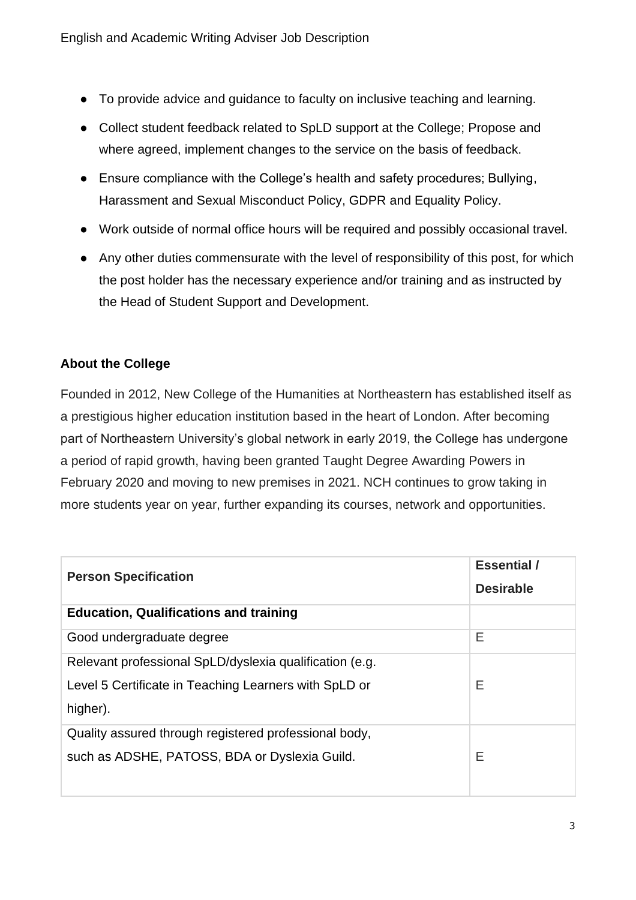- To provide advice and guidance to faculty on inclusive teaching and learning.
- Collect student feedback related to SpLD support at the College; Propose and where agreed, implement changes to the service on the basis of feedback.
- Ensure compliance with the College's health and safety procedures; Bullying, Harassment and Sexual Misconduct Policy, GDPR and Equality Policy.
- Work outside of normal office hours will be required and possibly occasional travel.
- Any other duties commensurate with the level of responsibility of this post, for which the post holder has the necessary experience and/or training and as instructed by the Head of Student Support and Development.

**About the College**

Founded in 2012, New College of the Humanities at Northeastern has established itself as a prestigious higher education institution based in the heart of London. After becoming part of Northeastern University's global network in early 2019, the College has undergone a period of rapid growth, having been granted Taught Degree Awarding Powers in February 2020 and moving to new premises in 2021. NCH continues to grow taking in more students year on year, further expanding its courses, network and opportunities.

| **Person Specification** | **Essential / Desirable** |
|---|---|
| **Education, Qualifications and training** | |
| Good undergraduate degree | E |
| Relevant professional SpLD/dyslexia qualification (e.g. Level 5 Certificate in Teaching Learners with SpLD or higher). | E |
| Quality assured through registered professional body, such as ADSHE, PATOSS, BDA or Dyslexia Guild. | E |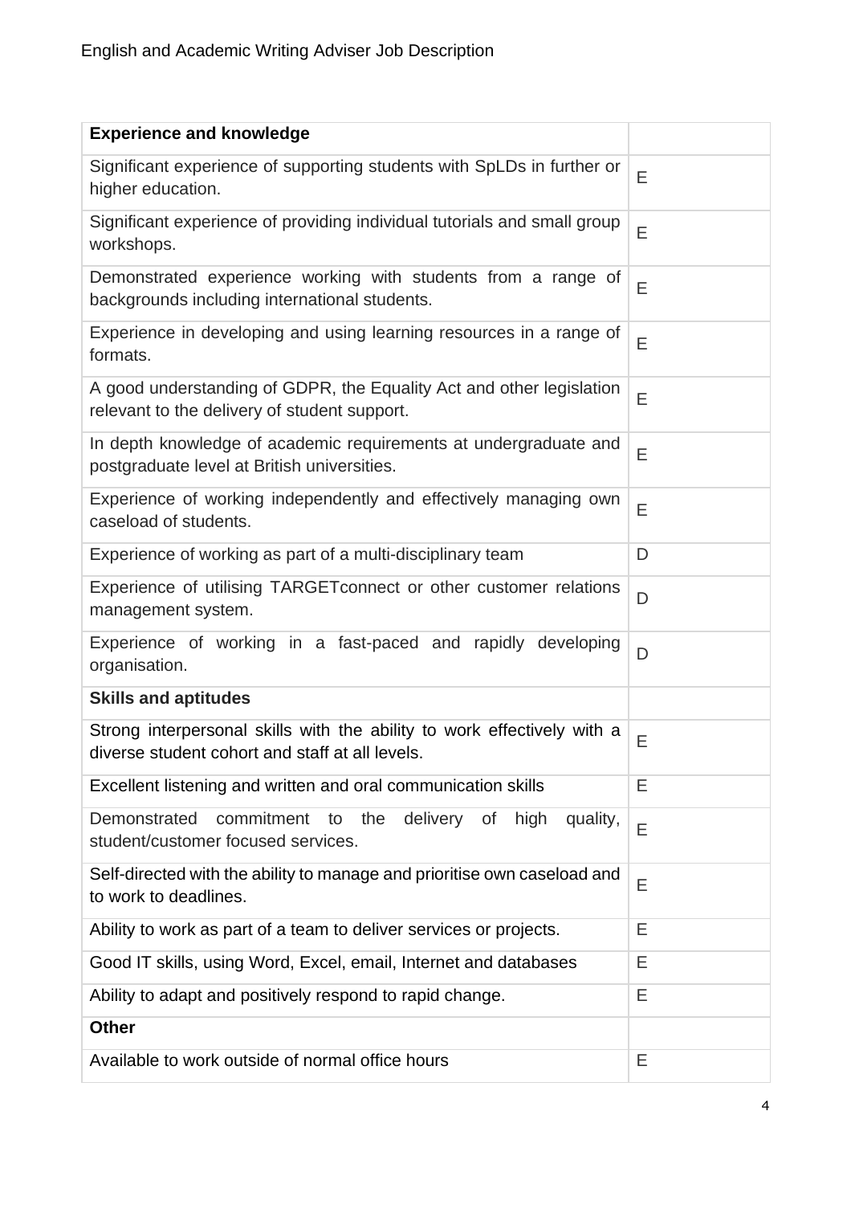| Experience and knowledge | |
|---|---|
| Significant experience of supporting students with SpLDs in further or higher education. | E |
| Significant experience of providing individual tutorials and small group workshops. | E |
| Demonstrated experience working with students from a range of backgrounds including international students. | E |
| Experience in developing and using learning resources in a range of formats. | E |
| A good understanding of GDPR, the Equality Act and other legislation relevant to the delivery of student support. | E |
| In depth knowledge of academic requirements at undergraduate and postgraduate level at British universities. | E |
| Experience of working independently and effectively managing own caseload of students. | E |
| Experience of working as part of a multi-disciplinary team | D |
| Experience of utilising TARGETconnect or other customer relations management system. | D |
| Experience of working in a fast-paced and rapidly developing organisation. | D |
| **Skills and aptitudes** | |
| Strong interpersonal skills with the ability to work effectively with a diverse student cohort and staff at all levels. | E |
| Excellent listening and written and oral communication skills | E |
| Demonstrated commitment to the delivery of high quality, student/customer focused services. | E |
| Self-directed with the ability to manage and prioritise own caseload and to work to deadlines. | E |
| Ability to work as part of a team to deliver services or projects. | E |
| Good IT skills, using Word, Excel, email, Internet and databases | E |
| Ability to adapt and positively respond to rapid change. | E |
| **Other** | |
| Available to work outside of normal office hours | E |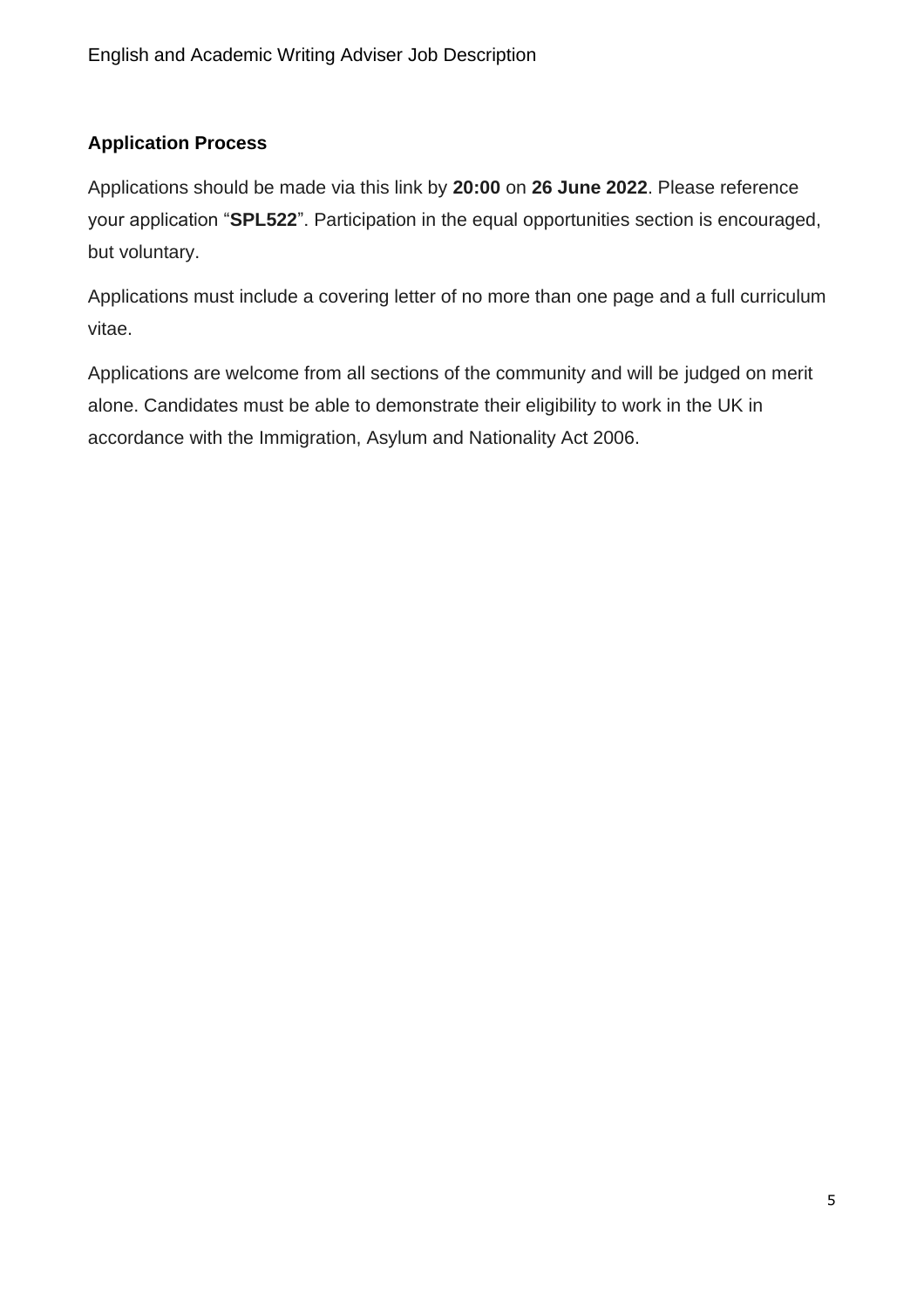## Application Process

Applications should be made via this link by **20:00** on **26 June 2022**. Please reference your application "**SPL522**". Participation in the equal opportunities section is encouraged, but voluntary.

Applications must include a covering letter of no more than one page and a full curriculum vitae.

Applications are welcome from all sections of the community and will be judged on merit alone. Candidates must be able to demonstrate their eligibility to work in the UK in accordance with the Immigration, Asylum and Nationality Act 2006.